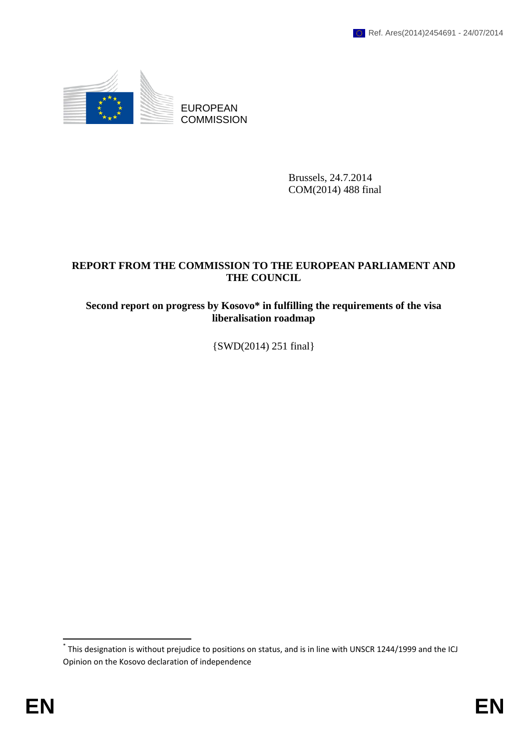Ref. Ares(2014)2454691 - 24/07/2014

EUROPEAN COMMISSION

Brussels, 24.7.2014
COM(2014) 488 final

# REPORT FROM THE COMMISSION TO THE EUROPEAN PARLIAMENT AND THE COUNCIL

## Second report on progress by Kosovo* in fulfilling the requirements of the visa liberalisation roadmap

{SWD(2014) 251 final}

---

* This designation is without prejudice to positions on status, and is in line with UNSCR 1244/1999 and the ICJ Opinion on the Kosovo declaration of independence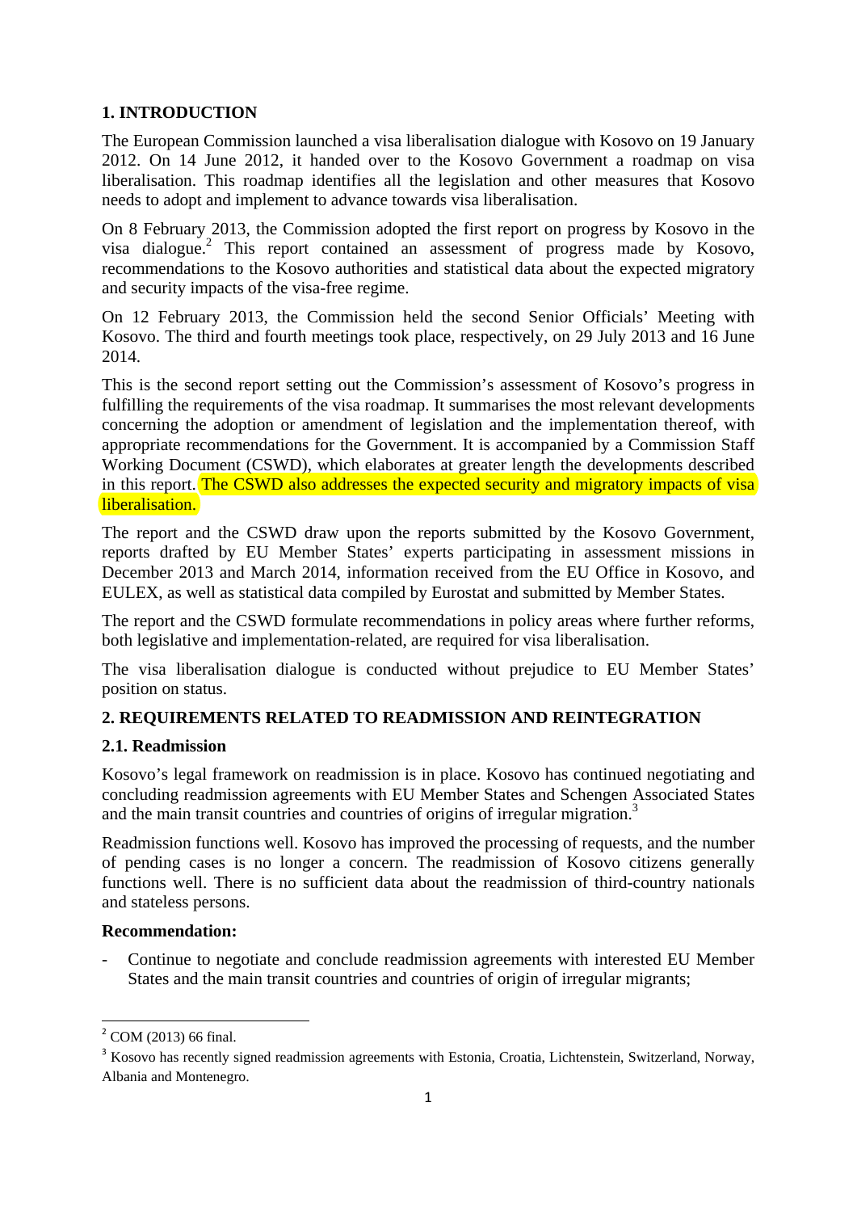## 1. INTRODUCTION

The European Commission launched a visa liberalisation dialogue with Kosovo on 19 January 2012. On 14 June 2012, it handed over to the Kosovo Government a roadmap on visa liberalisation. This roadmap identifies all the legislation and other measures that Kosovo needs to adopt and implement to advance towards visa liberalisation.

On 8 February 2013, the Commission adopted the first report on progress by Kosovo in the visa dialogue.[2] This report contained an assessment of progress made by Kosovo, recommendations to the Kosovo authorities and statistical data about the expected migratory and security impacts of the visa-free regime.

On 12 February 2013, the Commission held the second Senior Officials' Meeting with Kosovo. The third and fourth meetings took place, respectively, on 29 July 2013 and 16 June 2014.

This is the second report setting out the Commission's assessment of Kosovo's progress in fulfilling the requirements of the visa roadmap. It summarises the most relevant developments concerning the adoption or amendment of legislation and the implementation thereof, with appropriate recommendations for the Government. It is accompanied by a Commission Staff Working Document (CSWD), which elaborates at greater length the developments described in this report. The CSWD also addresses the expected security and migratory impacts of visa liberalisation.

The report and the CSWD draw upon the reports submitted by the Kosovo Government, reports drafted by EU Member States' experts participating in assessment missions in December 2013 and March 2014, information received from the EU Office in Kosovo, and EULEX, as well as statistical data compiled by Eurostat and submitted by Member States.

The report and the CSWD formulate recommendations in policy areas where further reforms, both legislative and implementation-related, are required for visa liberalisation.

The visa liberalisation dialogue is conducted without prejudice to EU Member States' position on status.

## 2. REQUIREMENTS RELATED TO READMISSION AND REINTEGRATION

### 2.1. Readmission

Kosovo's legal framework on readmission is in place. Kosovo has continued negotiating and concluding readmission agreements with EU Member States and Schengen Associated States and the main transit countries and countries of origins of irregular migration.[3]

Readmission functions well. Kosovo has improved the processing of requests, and the number of pending cases is no longer a concern. The readmission of Kosovo citizens generally functions well. There is no sufficient data about the readmission of third-country nationals and stateless persons.

**Recommendation:**

- Continue to negotiate and conclude readmission agreements with interested EU Member States and the main transit countries and countries of origin of irregular migrants;

---

[2] COM (2013) 66 final.

[3] Kosovo has recently signed readmission agreements with Estonia, Croatia, Lichtenstein, Switzerland, Norway, Albania and Montenegro.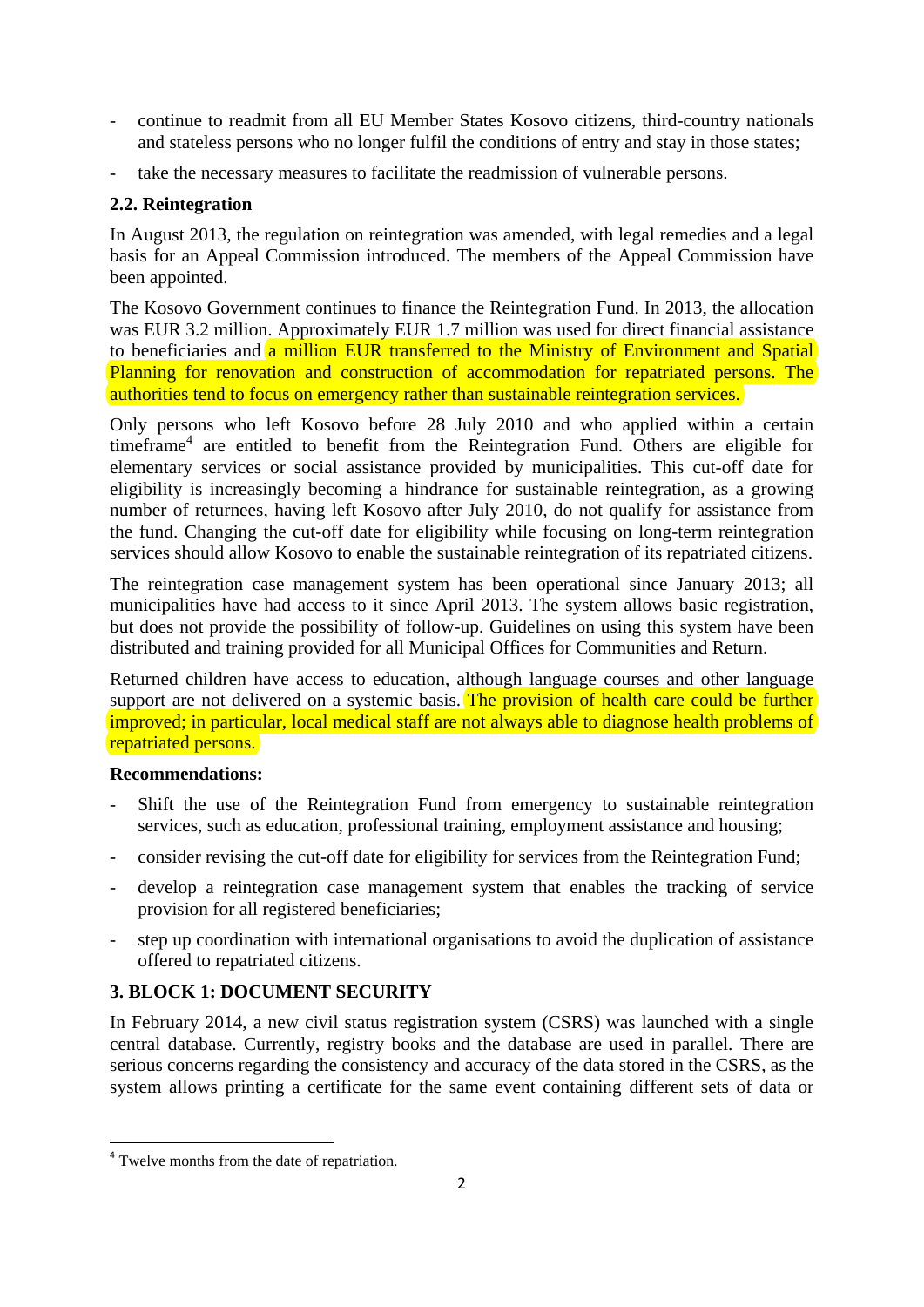- continue to readmit from all EU Member States Kosovo citizens, third-country nationals and stateless persons who no longer fulfil the conditions of entry and stay in those states;
- take the necessary measures to facilitate the readmission of vulnerable persons.

### 2.2. Reintegration

In August 2013, the regulation on reintegration was amended, with legal remedies and a legal basis for an Appeal Commission introduced. The members of the Appeal Commission have been appointed.

The Kosovo Government continues to finance the Reintegration Fund. In 2013, the allocation was EUR 3.2 million. Approximately EUR 1.7 million was used for direct financial assistance to beneficiaries and a million EUR transferred to the Ministry of Environment and Spatial Planning for renovation and construction of accommodation for repatriated persons. The authorities tend to focus on emergency rather than sustainable reintegration services.

Only persons who left Kosovo before 28 July 2010 and who applied within a certain timeframe[4] are entitled to benefit from the Reintegration Fund. Others are eligible for elementary services or social assistance provided by municipalities. This cut-off date for eligibility is increasingly becoming a hindrance for sustainable reintegration, as a growing number of returnees, having left Kosovo after July 2010, do not qualify for assistance from the fund. Changing the cut-off date for eligibility while focusing on long-term reintegration services should allow Kosovo to enable the sustainable reintegration of its repatriated citizens.

The reintegration case management system has been operational since January 2013; all municipalities have had access to it since April 2013. The system allows basic registration, but does not provide the possibility of follow-up. Guidelines on using this system have been distributed and training provided for all Municipal Offices for Communities and Return.

Returned children have access to education, although language courses and other language support are not delivered on a systemic basis. The provision of health care could be further improved; in particular, local medical staff are not always able to diagnose health problems of repatriated persons.

**Recommendations:**

- Shift the use of the Reintegration Fund from emergency to sustainable reintegration services, such as education, professional training, employment assistance and housing;
- consider revising the cut-off date for eligibility for services from the Reintegration Fund;
- develop a reintegration case management system that enables the tracking of service provision for all registered beneficiaries;
- step up coordination with international organisations to avoid the duplication of assistance offered to repatriated citizens.

## 3. BLOCK 1: DOCUMENT SECURITY

In February 2014, a new civil status registration system (CSRS) was launched with a single central database. Currently, registry books and the database are used in parallel. There are serious concerns regarding the consistency and accuracy of the data stored in the CSRS, as the system allows printing a certificate for the same event containing different sets of data or

[4] Twelve months from the date of repatriation.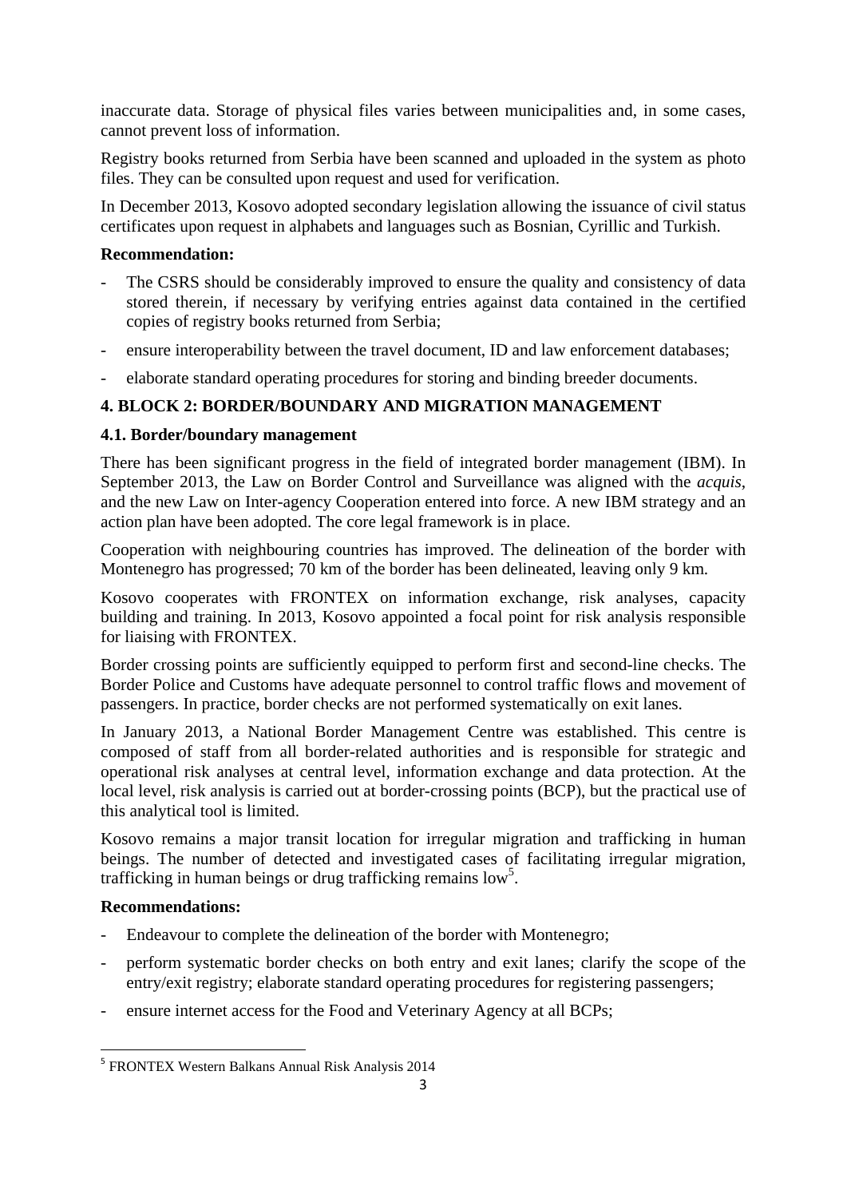inaccurate data. Storage of physical files varies between municipalities and, in some cases, cannot prevent loss of information.

Registry books returned from Serbia have been scanned and uploaded in the system as photo files. They can be consulted upon request and used for verification.

In December 2013, Kosovo adopted secondary legislation allowing the issuance of civil status certificates upon request in alphabets and languages such as Bosnian, Cyrillic and Turkish.

**Recommendation:**

- The CSRS should be considerably improved to ensure the quality and consistency of data stored therein, if necessary by verifying entries against data contained in the certified copies of registry books returned from Serbia;
- ensure interoperability between the travel document, ID and law enforcement databases;
- elaborate standard operating procedures for storing and binding breeder documents.

## 4. BLOCK 2: BORDER/BOUNDARY AND MIGRATION MANAGEMENT

### 4.1. Border/boundary management

There has been significant progress in the field of integrated border management (IBM). In September 2013, the Law on Border Control and Surveillance was aligned with the *acquis*, and the new Law on Inter-agency Cooperation entered into force. A new IBM strategy and an action plan have been adopted. The core legal framework is in place.

Cooperation with neighbouring countries has improved. The delineation of the border with Montenegro has progressed; 70 km of the border has been delineated, leaving only 9 km.

Kosovo cooperates with FRONTEX on information exchange, risk analyses, capacity building and training. In 2013, Kosovo appointed a focal point for risk analysis responsible for liaising with FRONTEX.

Border crossing points are sufficiently equipped to perform first and second-line checks. The Border Police and Customs have adequate personnel to control traffic flows and movement of passengers. In practice, border checks are not performed systematically on exit lanes.

In January 2013, a National Border Management Centre was established. This centre is composed of staff from all border-related authorities and is responsible for strategic and operational risk analyses at central level, information exchange and data protection. At the local level, risk analysis is carried out at border-crossing points (BCP), but the practical use of this analytical tool is limited.

Kosovo remains a major transit location for irregular migration and trafficking in human beings. The number of detected and investigated cases of facilitating irregular migration, trafficking in human beings or drug trafficking remains low[5].

**Recommendations:**

- Endeavour to complete the delineation of the border with Montenegro;
- perform systematic border checks on both entry and exit lanes; clarify the scope of the entry/exit registry; elaborate standard operating procedures for registering passengers;
- ensure internet access for the Food and Veterinary Agency at all BCPs;

[5] FRONTEX Western Balkans Annual Risk Analysis 2014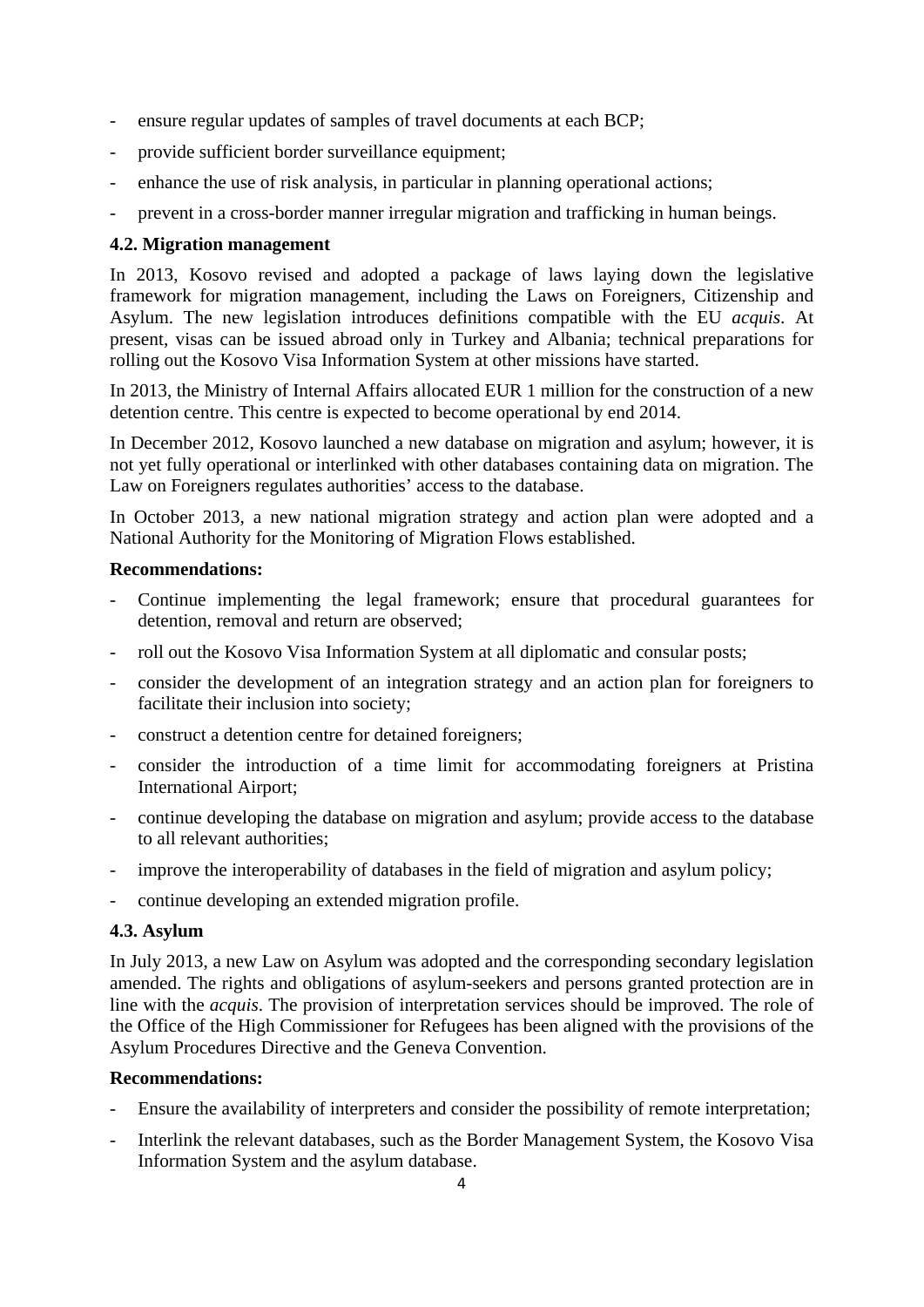- ensure regular updates of samples of travel documents at each BCP;
- provide sufficient border surveillance equipment;
- enhance the use of risk analysis, in particular in planning operational actions;
- prevent in a cross-border manner irregular migration and trafficking in human beings.

### 4.2. Migration management

In 2013, Kosovo revised and adopted a package of laws laying down the legislative framework for migration management, including the Laws on Foreigners, Citizenship and Asylum. The new legislation introduces definitions compatible with the EU *acquis*. At present, visas can be issued abroad only in Turkey and Albania; technical preparations for rolling out the Kosovo Visa Information System at other missions have started.

In 2013, the Ministry of Internal Affairs allocated EUR 1 million for the construction of a new detention centre. This centre is expected to become operational by end 2014.

In December 2012, Kosovo launched a new database on migration and asylum; however, it is not yet fully operational or interlinked with other databases containing data on migration. The Law on Foreigners regulates authorities' access to the database.

In October 2013, a new national migration strategy and action plan were adopted and a National Authority for the Monitoring of Migration Flows established.

**Recommendations:**

- Continue implementing the legal framework; ensure that procedural guarantees for detention, removal and return are observed;
- roll out the Kosovo Visa Information System at all diplomatic and consular posts;
- consider the development of an integration strategy and an action plan for foreigners to facilitate their inclusion into society;
- construct a detention centre for detained foreigners;
- consider the introduction of a time limit for accommodating foreigners at Pristina International Airport;
- continue developing the database on migration and asylum; provide access to the database to all relevant authorities;
- improve the interoperability of databases in the field of migration and asylum policy;
- continue developing an extended migration profile.

### 4.3. Asylum

In July 2013, a new Law on Asylum was adopted and the corresponding secondary legislation amended. The rights and obligations of asylum-seekers and persons granted protection are in line with the *acquis*. The provision of interpretation services should be improved. The role of the Office of the High Commissioner for Refugees has been aligned with the provisions of the Asylum Procedures Directive and the Geneva Convention.

**Recommendations:**

- Ensure the availability of interpreters and consider the possibility of remote interpretation;
- Interlink the relevant databases, such as the Border Management System, the Kosovo Visa Information System and the asylum database.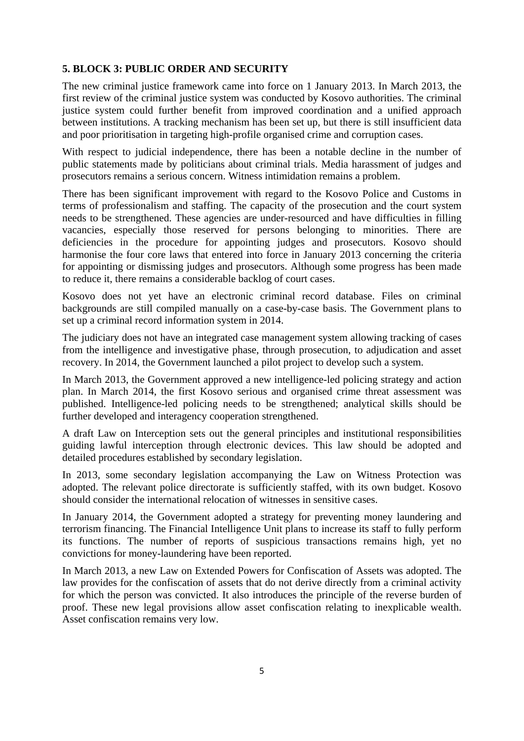## 5. BLOCK 3: PUBLIC ORDER AND SECURITY

The new criminal justice framework came into force on 1 January 2013. In March 2013, the first review of the criminal justice system was conducted by Kosovo authorities. The criminal justice system could further benefit from improved coordination and a unified approach between institutions. A tracking mechanism has been set up, but there is still insufficient data and poor prioritisation in targeting high-profile organised crime and corruption cases.

With respect to judicial independence, there has been a notable decline in the number of public statements made by politicians about criminal trials. Media harassment of judges and prosecutors remains a serious concern. Witness intimidation remains a problem.

There has been significant improvement with regard to the Kosovo Police and Customs in terms of professionalism and staffing. The capacity of the prosecution and the court system needs to be strengthened. These agencies are under-resourced and have difficulties in filling vacancies, especially those reserved for persons belonging to minorities. There are deficiencies in the procedure for appointing judges and prosecutors. Kosovo should harmonise the four core laws that entered into force in January 2013 concerning the criteria for appointing or dismissing judges and prosecutors. Although some progress has been made to reduce it, there remains a considerable backlog of court cases.

Kosovo does not yet have an electronic criminal record database. Files on criminal backgrounds are still compiled manually on a case-by-case basis. The Government plans to set up a criminal record information system in 2014.

The judiciary does not have an integrated case management system allowing tracking of cases from the intelligence and investigative phase, through prosecution, to adjudication and asset recovery. In 2014, the Government launched a pilot project to develop such a system.

In March 2013, the Government approved a new intelligence-led policing strategy and action plan. In March 2014, the first Kosovo serious and organised crime threat assessment was published. Intelligence-led policing needs to be strengthened; analytical skills should be further developed and interagency cooperation strengthened.

A draft Law on Interception sets out the general principles and institutional responsibilities guiding lawful interception through electronic devices. This law should be adopted and detailed procedures established by secondary legislation.

In 2013, some secondary legislation accompanying the Law on Witness Protection was adopted. The relevant police directorate is sufficiently staffed, with its own budget. Kosovo should consider the international relocation of witnesses in sensitive cases.

In January 2014, the Government adopted a strategy for preventing money laundering and terrorism financing. The Financial Intelligence Unit plans to increase its staff to fully perform its functions. The number of reports of suspicious transactions remains high, yet no convictions for money-laundering have been reported.

In March 2013, a new Law on Extended Powers for Confiscation of Assets was adopted. The law provides for the confiscation of assets that do not derive directly from a criminal activity for which the person was convicted. It also introduces the principle of the reverse burden of proof. These new legal provisions allow asset confiscation relating to inexplicable wealth. Asset confiscation remains very low.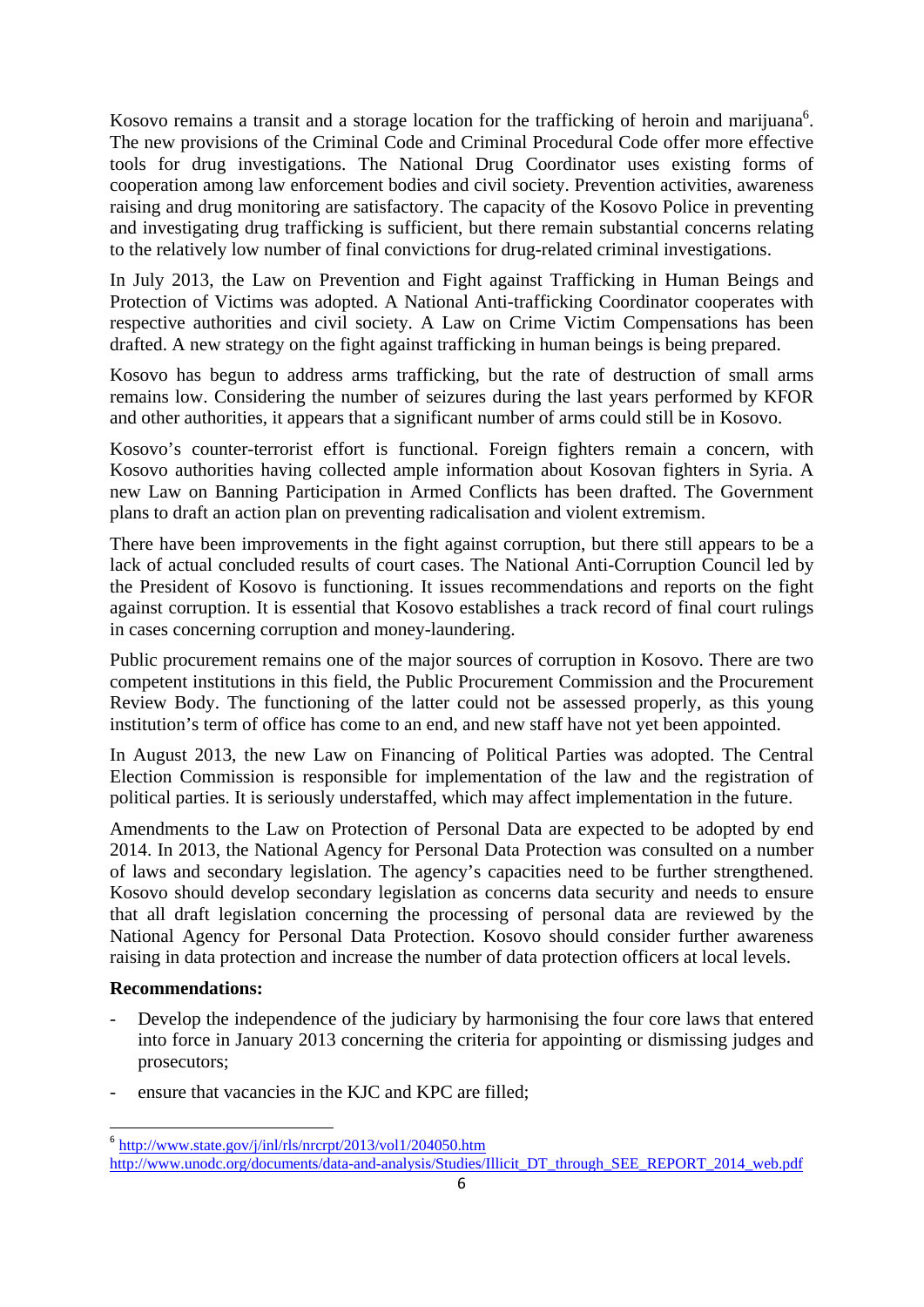Kosovo remains a transit and a storage location for the trafficking of heroin and marijuana[6]. The new provisions of the Criminal Code and Criminal Procedural Code offer more effective tools for drug investigations. The National Drug Coordinator uses existing forms of cooperation among law enforcement bodies and civil society. Prevention activities, awareness raising and drug monitoring are satisfactory. The capacity of the Kosovo Police in preventing and investigating drug trafficking is sufficient, but there remain substantial concerns relating to the relatively low number of final convictions for drug-related criminal investigations.

In July 2013, the Law on Prevention and Fight against Trafficking in Human Beings and Protection of Victims was adopted. A National Anti-trafficking Coordinator cooperates with respective authorities and civil society. A Law on Crime Victim Compensations has been drafted. A new strategy on the fight against trafficking in human beings is being prepared.

Kosovo has begun to address arms trafficking, but the rate of destruction of small arms remains low. Considering the number of seizures during the last years performed by KFOR and other authorities, it appears that a significant number of arms could still be in Kosovo.

Kosovo's counter-terrorist effort is functional. Foreign fighters remain a concern, with Kosovo authorities having collected ample information about Kosovan fighters in Syria. A new Law on Banning Participation in Armed Conflicts has been drafted. The Government plans to draft an action plan on preventing radicalisation and violent extremism.

There have been improvements in the fight against corruption, but there still appears to be a lack of actual concluded results of court cases. The National Anti-Corruption Council led by the President of Kosovo is functioning. It issues recommendations and reports on the fight against corruption. It is essential that Kosovo establishes a track record of final court rulings in cases concerning corruption and money-laundering.

Public procurement remains one of the major sources of corruption in Kosovo. There are two competent institutions in this field, the Public Procurement Commission and the Procurement Review Body. The functioning of the latter could not be assessed properly, as this young institution's term of office has come to an end, and new staff have not yet been appointed.

In August 2013, the new Law on Financing of Political Parties was adopted. The Central Election Commission is responsible for implementation of the law and the registration of political parties. It is seriously understaffed, which may affect implementation in the future.

Amendments to the Law on Protection of Personal Data are expected to be adopted by end 2014. In 2013, the National Agency for Personal Data Protection was consulted on a number of laws and secondary legislation. The agency's capacities need to be further strengthened. Kosovo should develop secondary legislation as concerns data security and needs to ensure that all draft legislation concerning the processing of personal data are reviewed by the National Agency for Personal Data Protection. Kosovo should consider further awareness raising in data protection and increase the number of data protection officers at local levels.

**Recommendations:**

- Develop the independence of the judiciary by harmonising the four core laws that entered into force in January 2013 concerning the criteria for appointing or dismissing judges and prosecutors;
- ensure that vacancies in the KJC and KPC are filled;

[6] http://www.state.gov/j/inl/rls/nrcrpt/2013/vol1/204050.htm
http://www.unodc.org/documents/data-and-analysis/Studies/Illicit_DT_through_SEE_REPORT_2014_web.pdf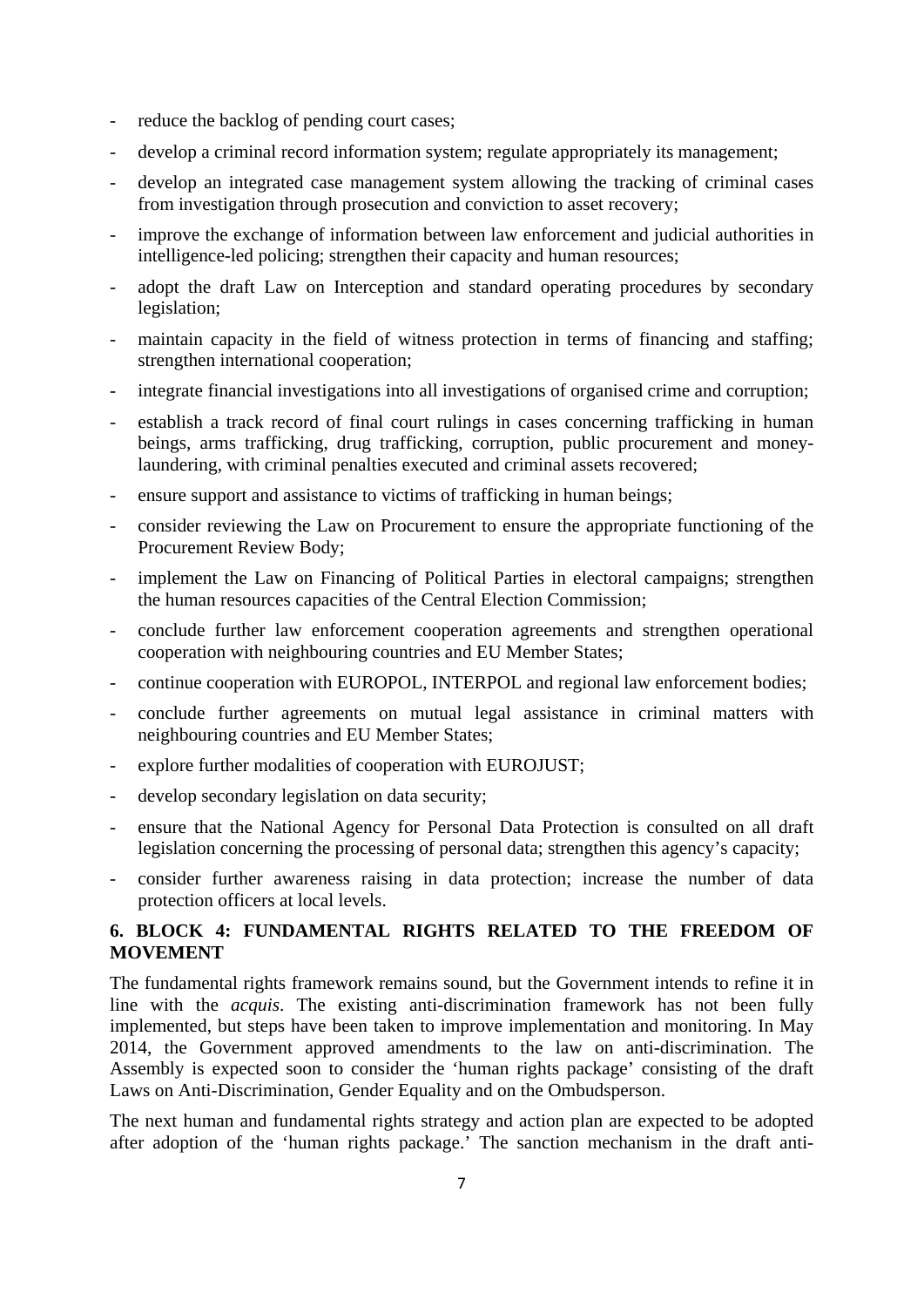- reduce the backlog of pending court cases;
- develop a criminal record information system; regulate appropriately its management;
- develop an integrated case management system allowing the tracking of criminal cases from investigation through prosecution and conviction to asset recovery;
- improve the exchange of information between law enforcement and judicial authorities in intelligence-led policing; strengthen their capacity and human resources;
- adopt the draft Law on Interception and standard operating procedures by secondary legislation;
- maintain capacity in the field of witness protection in terms of financing and staffing; strengthen international cooperation;
- integrate financial investigations into all investigations of organised crime and corruption;
- establish a track record of final court rulings in cases concerning trafficking in human beings, arms trafficking, drug trafficking, corruption, public procurement and money-laundering, with criminal penalties executed and criminal assets recovered;
- ensure support and assistance to victims of trafficking in human beings;
- consider reviewing the Law on Procurement to ensure the appropriate functioning of the Procurement Review Body;
- implement the Law on Financing of Political Parties in electoral campaigns; strengthen the human resources capacities of the Central Election Commission;
- conclude further law enforcement cooperation agreements and strengthen operational cooperation with neighbouring countries and EU Member States;
- continue cooperation with EUROPOL, INTERPOL and regional law enforcement bodies;
- conclude further agreements on mutual legal assistance in criminal matters with neighbouring countries and EU Member States;
- explore further modalities of cooperation with EUROJUST;
- develop secondary legislation on data security;
- ensure that the National Agency for Personal Data Protection is consulted on all draft legislation concerning the processing of personal data; strengthen this agency's capacity;
- consider further awareness raising in data protection; increase the number of data protection officers at local levels.

## 6. BLOCK 4: FUNDAMENTAL RIGHTS RELATED TO THE FREEDOM OF MOVEMENT

The fundamental rights framework remains sound, but the Government intends to refine it in line with the *acquis*. The existing anti-discrimination framework has not been fully implemented, but steps have been taken to improve implementation and monitoring. In May 2014, the Government approved amendments to the law on anti-discrimination. The Assembly is expected soon to consider the 'human rights package' consisting of the draft Laws on Anti-Discrimination, Gender Equality and on the Ombudsperson.

The next human and fundamental rights strategy and action plan are expected to be adopted after adoption of the 'human rights package.' The sanction mechanism in the draft anti-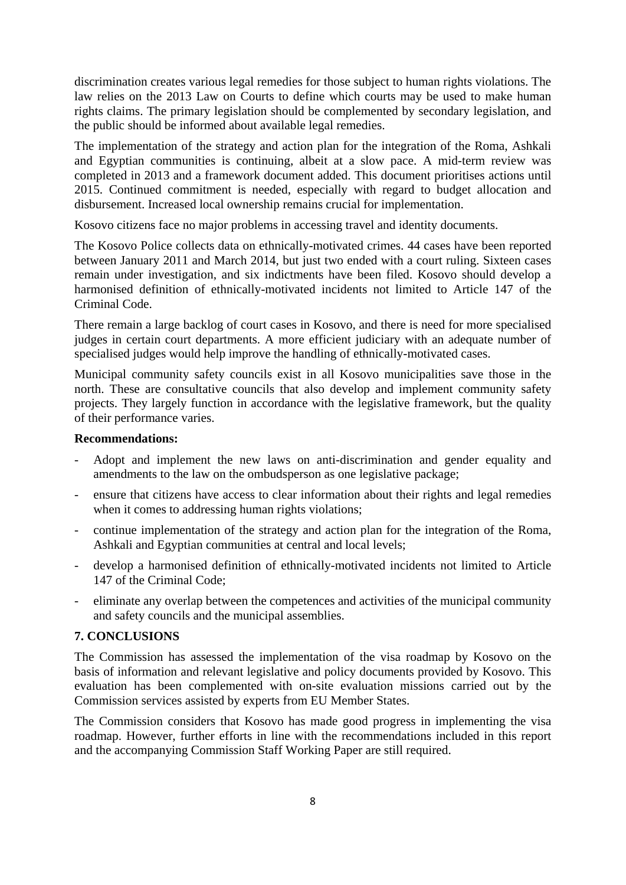discrimination creates various legal remedies for those subject to human rights violations. The law relies on the 2013 Law on Courts to define which courts may be used to make human rights claims. The primary legislation should be complemented by secondary legislation, and the public should be informed about available legal remedies.

The implementation of the strategy and action plan for the integration of the Roma, Ashkali and Egyptian communities is continuing, albeit at a slow pace. A mid-term review was completed in 2013 and a framework document added. This document prioritises actions until 2015. Continued commitment is needed, especially with regard to budget allocation and disbursement. Increased local ownership remains crucial for implementation.

Kosovo citizens face no major problems in accessing travel and identity documents.

The Kosovo Police collects data on ethnically-motivated crimes. 44 cases have been reported between January 2011 and March 2014, but just two ended with a court ruling. Sixteen cases remain under investigation, and six indictments have been filed. Kosovo should develop a harmonised definition of ethnically-motivated incidents not limited to Article 147 of the Criminal Code.

There remain a large backlog of court cases in Kosovo, and there is need for more specialised judges in certain court departments. A more efficient judiciary with an adequate number of specialised judges would help improve the handling of ethnically-motivated cases.

Municipal community safety councils exist in all Kosovo municipalities save those in the north. These are consultative councils that also develop and implement community safety projects. They largely function in accordance with the legislative framework, but the quality of their performance varies.

**Recommendations:**

- Adopt and implement the new laws on anti-discrimination and gender equality and amendments to the law on the ombudsperson as one legislative package;
- ensure that citizens have access to clear information about their rights and legal remedies when it comes to addressing human rights violations;
- continue implementation of the strategy and action plan for the integration of the Roma, Ashkali and Egyptian communities at central and local levels;
- develop a harmonised definition of ethnically-motivated incidents not limited to Article 147 of the Criminal Code;
- eliminate any overlap between the competences and activities of the municipal community and safety councils and the municipal assemblies.

## 7. CONCLUSIONS

The Commission has assessed the implementation of the visa roadmap by Kosovo on the basis of information and relevant legislative and policy documents provided by Kosovo. This evaluation has been complemented with on-site evaluation missions carried out by the Commission services assisted by experts from EU Member States.

The Commission considers that Kosovo has made good progress in implementing the visa roadmap. However, further efforts in line with the recommendations included in this report and the accompanying Commission Staff Working Paper are still required.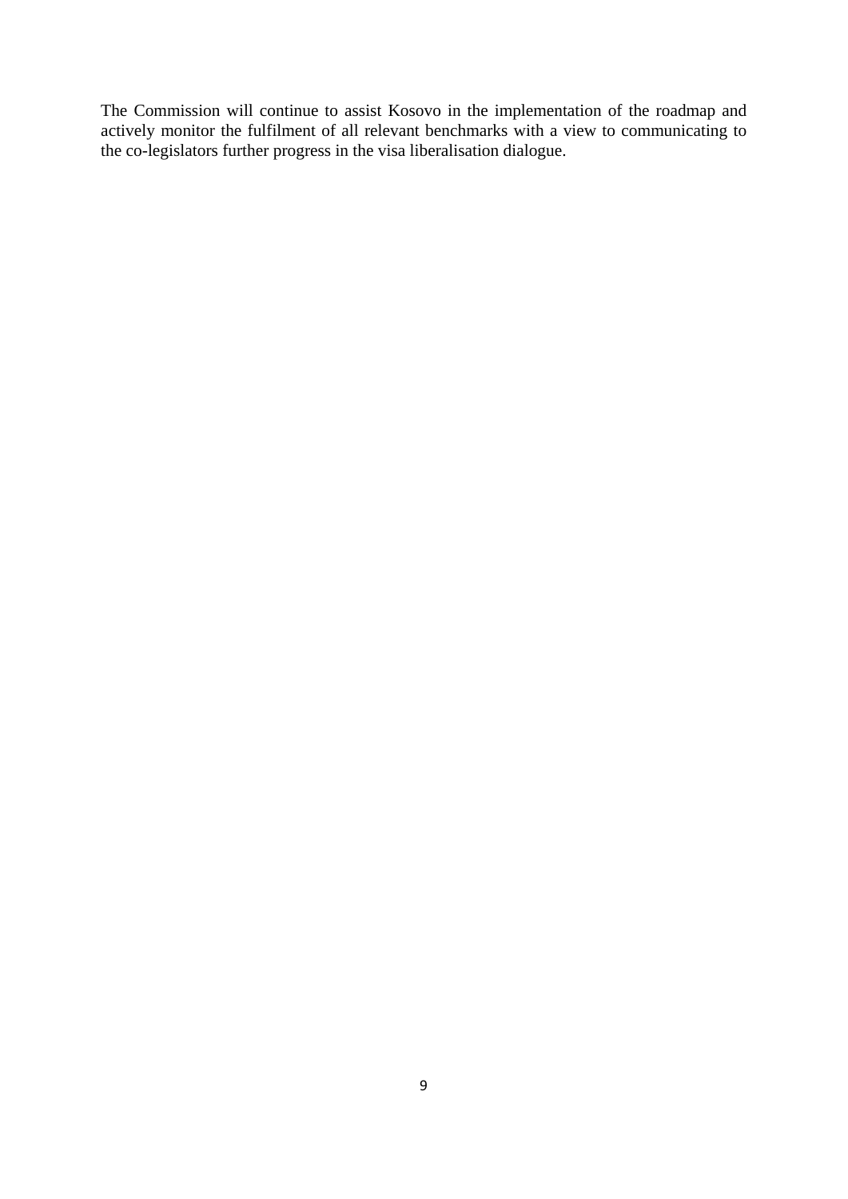The Commission will continue to assist Kosovo in the implementation of the roadmap and actively monitor the fulfilment of all relevant benchmarks with a view to communicating to the co-legislators further progress in the visa liberalisation dialogue.